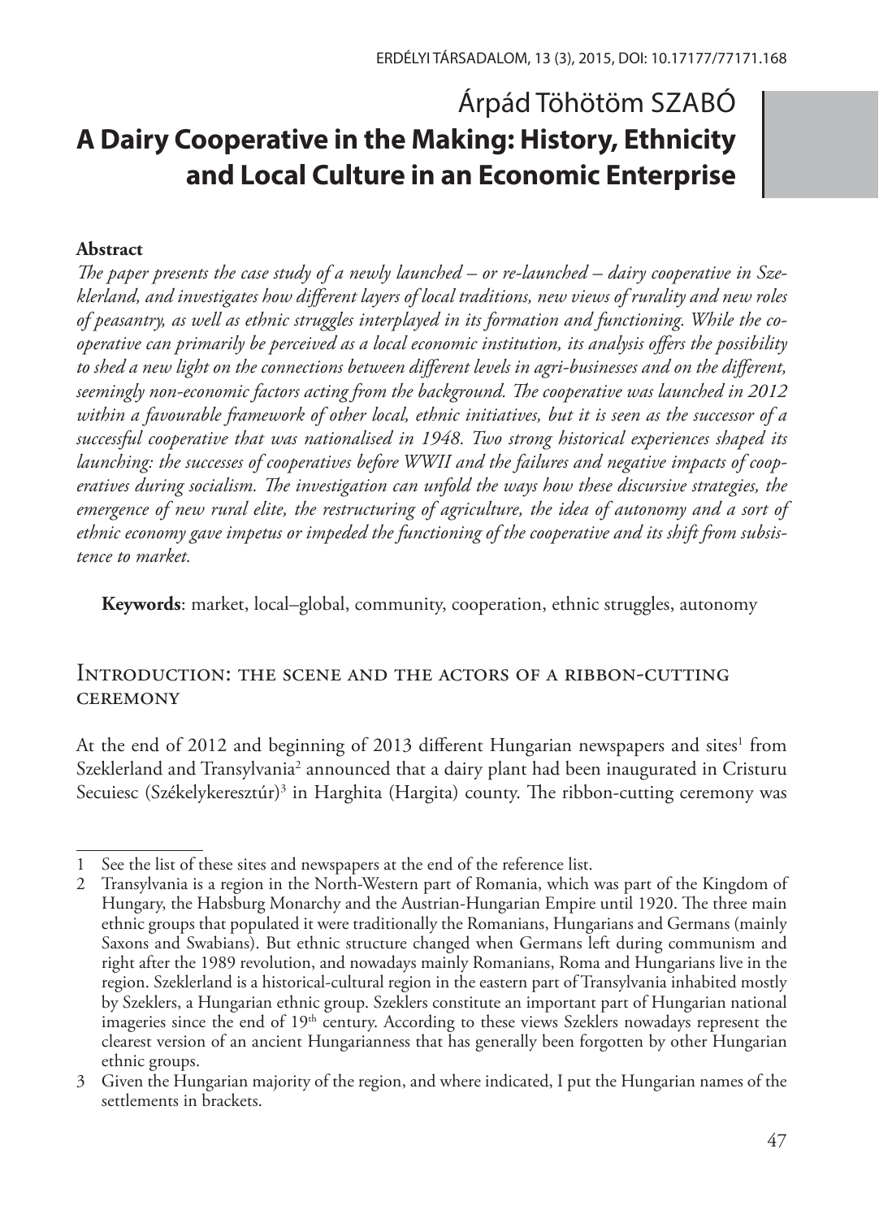# Árpád Töhötöm SZABÓ

# A Dairy Cooperative in the Making: History, Ethnicity and Local Culture in an Economic Enterprise

**Abstract**

*The paper presents the case study of a newly launched – or re-launched – dairy cooperative in Szeklerland, and investigates how different layers of local traditions, new views of rurality and new roles of peasantry, as well as ethnic struggles interplayed in its formation and functioning. While the cooperative can primarily be perceived as a local economic institution, its analysis offers the possibility to shed a new light on the connections between different levels in agri-businesses and on the different, seemingly non-economic factors acting from the background. The cooperative was launched in 2012 within a favourable framework of other local, ethnic initiatives, but it is seen as the successor of a successful cooperative that was nationalised in 1948. Two strong historical experiences shaped its launching: the successes of cooperatives before WWII and the failures and negative impacts of cooperatives during socialism. The investigation can unfold the ways how these discursive strategies, the emergence of new rural elite, the restructuring of agriculture, the idea of autonomy and a sort of ethnic economy gave impetus or impeded the functioning of the cooperative and its shift from subsistence to market.*

**Keywords**: market, local–global, community, cooperation, ethnic struggles, autonomy

## Introduction: the scene and the actors of a ribbon-cutting ceremony

At the end of 2012 and beginning of 2013 different Hungarian newspapers and sites[1] from Szeklerland and Transylvania[2] announced that a dairy plant had been inaugurated in Cristuru Secuiesc (Székelykeresztúr)[3] in Harghita (Hargita) county. The ribbon-cutting ceremony was

---

1 See the list of these sites and newspapers at the end of the reference list.

2 Transylvania is a region in the North-Western part of Romania, which was part of the Kingdom of Hungary, the Habsburg Monarchy and the Austrian-Hungarian Empire until 1920. The three main ethnic groups that populated it were traditionally the Romanians, Hungarians and Germans (mainly Saxons and Swabians). But ethnic structure changed when Germans left during communism and right after the 1989 revolution, and nowadays mainly Romanians, Roma and Hungarians live in the region. Szeklerland is a historical-cultural region in the eastern part of Transylvania inhabited mostly by Szeklers, a Hungarian ethnic group. Szeklers constitute an important part of Hungarian national imageries since the end of 19th century. According to these views Szeklers nowadays represent the clearest version of an ancient Hungarianness that has generally been forgotten by other Hungarian ethnic groups.

3 Given the Hungarian majority of the region, and where indicated, I put the Hungarian names of the settlements in brackets.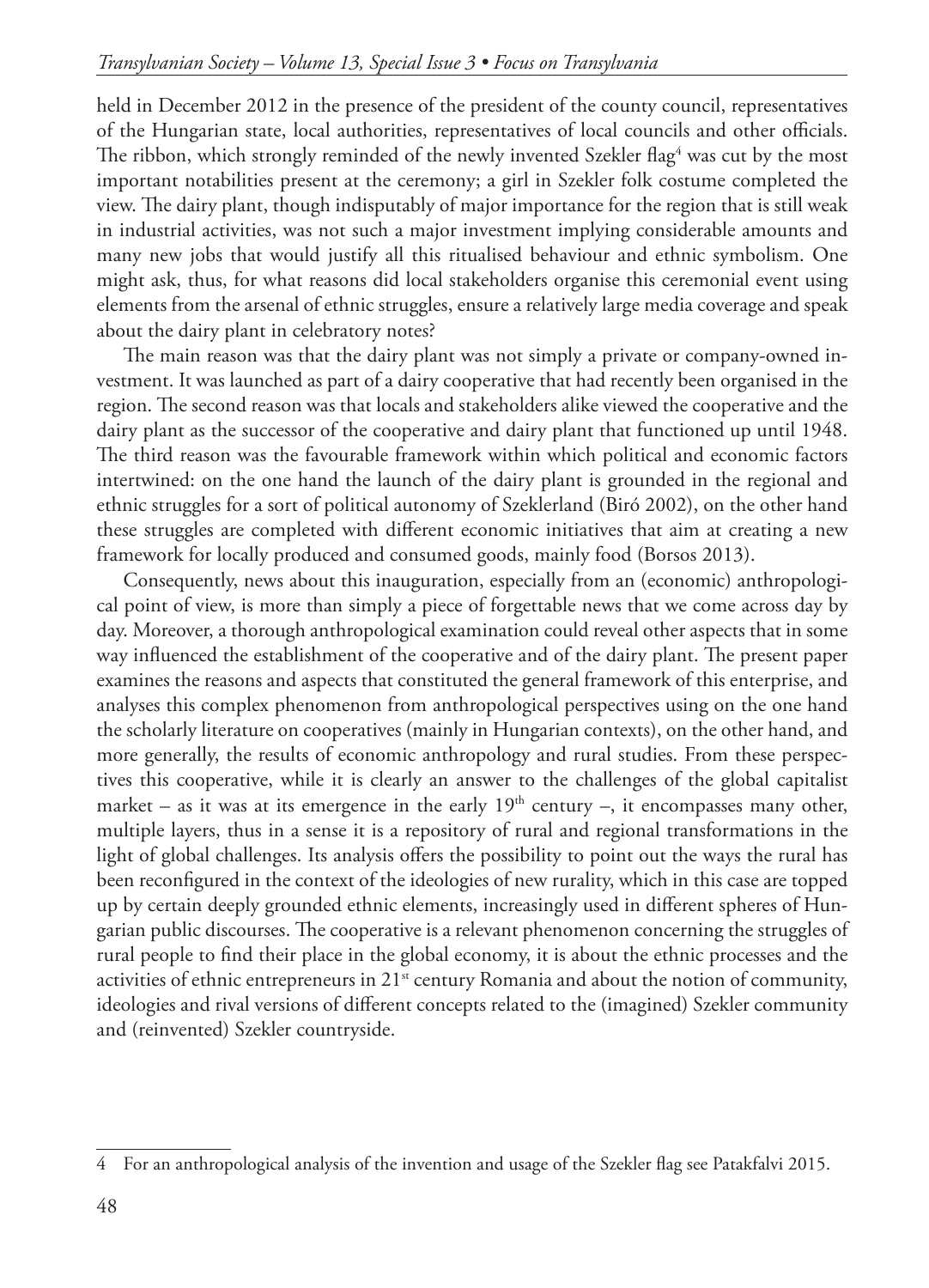held in December 2012 in the presence of the president of the county council, representatives of the Hungarian state, local authorities, representatives of local councils and other officials. The ribbon, which strongly reminded of the newly invented Szekler flag[4] was cut by the most important notabilities present at the ceremony; a girl in Szekler folk costume completed the view. The dairy plant, though indisputably of major importance for the region that is still weak in industrial activities, was not such a major investment implying considerable amounts and many new jobs that would justify all this ritualised behaviour and ethnic symbolism. One might ask, thus, for what reasons did local stakeholders organise this ceremonial event using elements from the arsenal of ethnic struggles, ensure a relatively large media coverage and speak about the dairy plant in celebratory notes?

The main reason was that the dairy plant was not simply a private or company-owned investment. It was launched as part of a dairy cooperative that had recently been organised in the region. The second reason was that locals and stakeholders alike viewed the cooperative and the dairy plant as the successor of the cooperative and dairy plant that functioned up until 1948. The third reason was the favourable framework within which political and economic factors intertwined: on the one hand the launch of the dairy plant is grounded in the regional and ethnic struggles for a sort of political autonomy of Szeklerland (Biró 2002), on the other hand these struggles are completed with different economic initiatives that aim at creating a new framework for locally produced and consumed goods, mainly food (Borsos 2013).

Consequently, news about this inauguration, especially from an (economic) anthropological point of view, is more than simply a piece of forgettable news that we come across day by day. Moreover, a thorough anthropological examination could reveal other aspects that in some way influenced the establishment of the cooperative and of the dairy plant. The present paper examines the reasons and aspects that constituted the general framework of this enterprise, and analyses this complex phenomenon from anthropological perspectives using on the one hand the scholarly literature on cooperatives (mainly in Hungarian contexts), on the other hand, and more generally, the results of economic anthropology and rural studies. From these perspectives this cooperative, while it is clearly an answer to the challenges of the global capitalist market – as it was at its emergence in the early 19th century –, it encompasses many other, multiple layers, thus in a sense it is a repository of rural and regional transformations in the light of global challenges. Its analysis offers the possibility to point out the ways the rural has been reconfigured in the context of the ideologies of new rurality, which in this case are topped up by certain deeply grounded ethnic elements, increasingly used in different spheres of Hungarian public discourses. The cooperative is a relevant phenomenon concerning the struggles of rural people to find their place in the global economy, it is about the ethnic processes and the activities of ethnic entrepreneurs in 21st century Romania and about the notion of community, ideologies and rival versions of different concepts related to the (imagined) Szekler community and (reinvented) Szekler countryside.

---

4 For an anthropological analysis of the invention and usage of the Szekler flag see Patakfalvi 2015.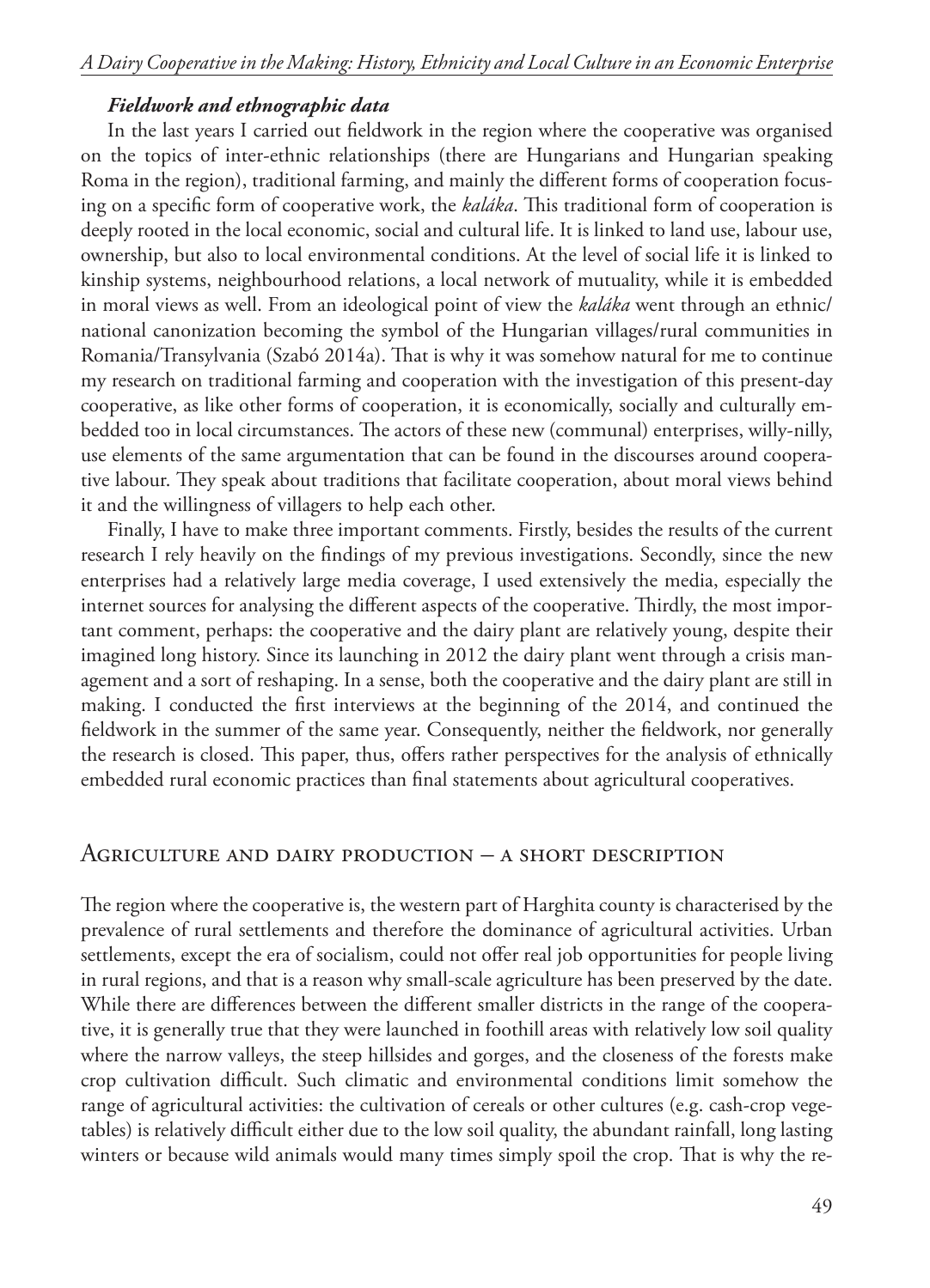### *Fieldwork and ethnographic data*

In the last years I carried out fieldwork in the region where the cooperative was organised on the topics of inter-ethnic relationships (there are Hungarians and Hungarian speaking Roma in the region), traditional farming, and mainly the different forms of cooperation focusing on a specific form of cooperative work, the *kaláka*. This traditional form of cooperation is deeply rooted in the local economic, social and cultural life. It is linked to land use, labour use, ownership, but also to local environmental conditions. At the level of social life it is linked to kinship systems, neighbourhood relations, a local network of mutuality, while it is embedded in moral views as well. From an ideological point of view the *kaláka* went through an ethnic/national canonization becoming the symbol of the Hungarian villages/rural communities in Romania/Transylvania (Szabó 2014a). That is why it was somehow natural for me to continue my research on traditional farming and cooperation with the investigation of this present-day cooperative, as like other forms of cooperation, it is economically, socially and culturally embedded too in local circumstances. The actors of these new (communal) enterprises, willy-nilly, use elements of the same argumentation that can be found in the discourses around cooperative labour. They speak about traditions that facilitate cooperation, about moral views behind it and the willingness of villagers to help each other.

Finally, I have to make three important comments. Firstly, besides the results of the current research I rely heavily on the findings of my previous investigations. Secondly, since the new enterprises had a relatively large media coverage, I used extensively the media, especially the internet sources for analysing the different aspects of the cooperative. Thirdly, the most important comment, perhaps: the cooperative and the dairy plant are relatively young, despite their imagined long history. Since its launching in 2012 the dairy plant went through a crisis management and a sort of reshaping. In a sense, both the cooperative and the dairy plant are still in making. I conducted the first interviews at the beginning of the 2014, and continued the fieldwork in the summer of the same year. Consequently, neither the fieldwork, nor generally the research is closed. This paper, thus, offers rather perspectives for the analysis of ethnically embedded rural economic practices than final statements about agricultural cooperatives.

## Agriculture and dairy production – a short description

The region where the cooperative is, the western part of Harghita county is characterised by the prevalence of rural settlements and therefore the dominance of agricultural activities. Urban settlements, except the era of socialism, could not offer real job opportunities for people living in rural regions, and that is a reason why small-scale agriculture has been preserved by the date. While there are differences between the different smaller districts in the range of the cooperative, it is generally true that they were launched in foothill areas with relatively low soil quality where the narrow valleys, the steep hillsides and gorges, and the closeness of the forests make crop cultivation difficult. Such climatic and environmental conditions limit somehow the range of agricultural activities: the cultivation of cereals or other cultures (e.g. cash-crop vegetables) is relatively difficult either due to the low soil quality, the abundant rainfall, long lasting winters or because wild animals would many times simply spoil the crop. That is why the re-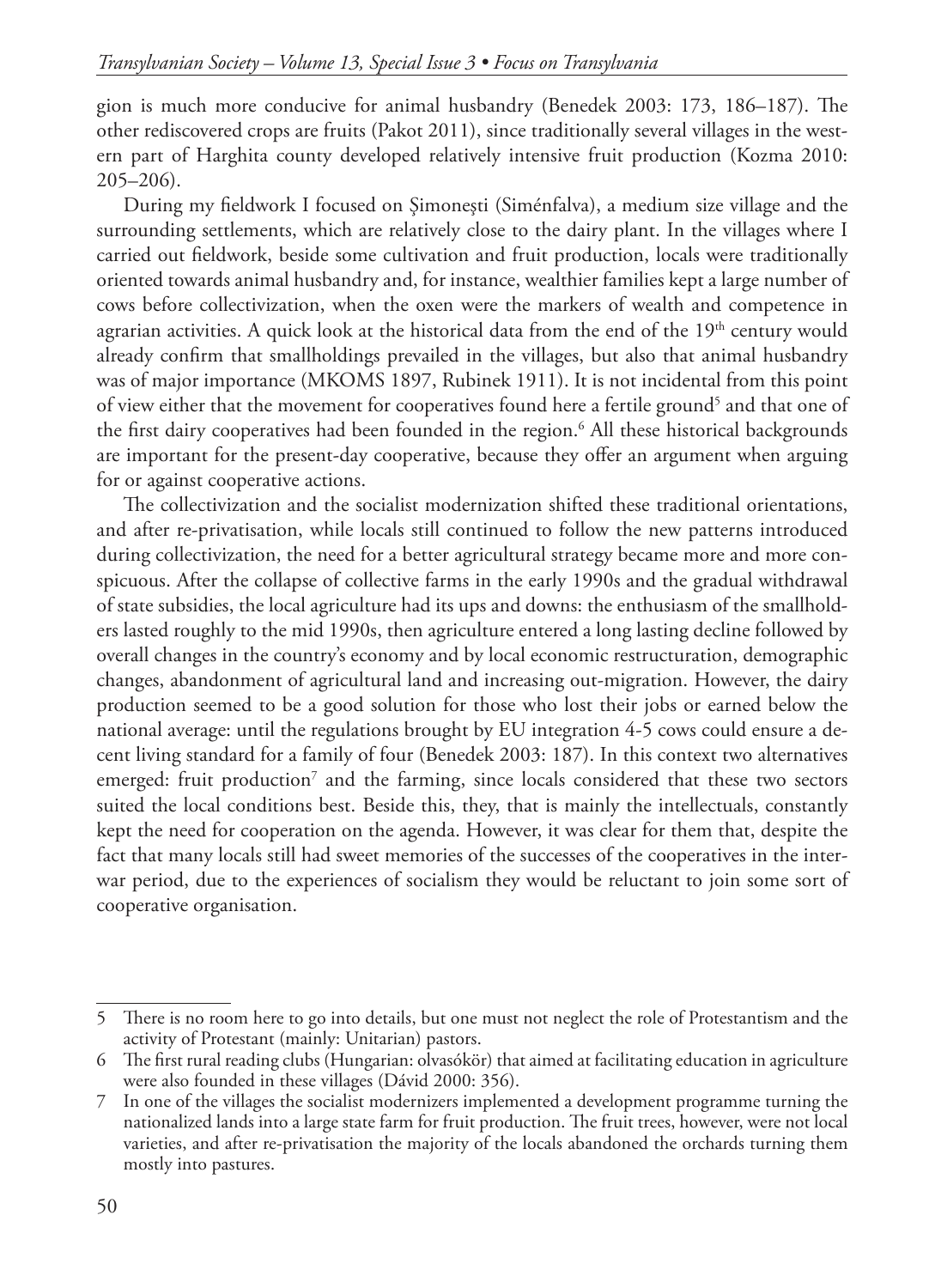gion is much more conducive for animal husbandry (Benedek 2003: 173, 186–187). The other rediscovered crops are fruits (Pakot 2011), since traditionally several villages in the western part of Harghita county developed relatively intensive fruit production (Kozma 2010: 205–206).

During my fieldwork I focused on Şimoneşti (Siménfalva), a medium size village and the surrounding settlements, which are relatively close to the dairy plant. In the villages where I carried out fieldwork, beside some cultivation and fruit production, locals were traditionally oriented towards animal husbandry and, for instance, wealthier families kept a large number of cows before collectivization, when the oxen were the markers of wealth and competence in agrarian activities. A quick look at the historical data from the end of the 19th century would already confirm that smallholdings prevailed in the villages, but also that animal husbandry was of major importance (MKOMS 1897, Rubinek 1911). It is not incidental from this point of view either that the movement for cooperatives found here a fertile ground[5] and that one of the first dairy cooperatives had been founded in the region.[6] All these historical backgrounds are important for the present-day cooperative, because they offer an argument when arguing for or against cooperative actions.

The collectivization and the socialist modernization shifted these traditional orientations, and after re-privatisation, while locals still continued to follow the new patterns introduced during collectivization, the need for a better agricultural strategy became more and more conspicuous. After the collapse of collective farms in the early 1990s and the gradual withdrawal of state subsidies, the local agriculture had its ups and downs: the enthusiasm of the smallholders lasted roughly to the mid 1990s, then agriculture entered a long lasting decline followed by overall changes in the country's economy and by local economic restructuration, demographic changes, abandonment of agricultural land and increasing out-migration. However, the dairy production seemed to be a good solution for those who lost their jobs or earned below the national average: until the regulations brought by EU integration 4-5 cows could ensure a decent living standard for a family of four (Benedek 2003: 187). In this context two alternatives emerged: fruit production[7] and the farming, since locals considered that these two sectors suited the local conditions best. Beside this, they, that is mainly the intellectuals, constantly kept the need for cooperation on the agenda. However, it was clear for them that, despite the fact that many locals still had sweet memories of the successes of the cooperatives in the interwar period, due to the experiences of socialism they would be reluctant to join some sort of cooperative organisation.

---

5 There is no room here to go into details, but one must not neglect the role of Protestantism and the activity of Protestant (mainly: Unitarian) pastors.

6 The first rural reading clubs (Hungarian: olvasókör) that aimed at facilitating education in agriculture were also founded in these villages (Dávid 2000: 356).

7 In one of the villages the socialist modernizers implemented a development programme turning the nationalized lands into a large state farm for fruit production. The fruit trees, however, were not local varieties, and after re-privatisation the majority of the locals abandoned the orchards turning them mostly into pastures.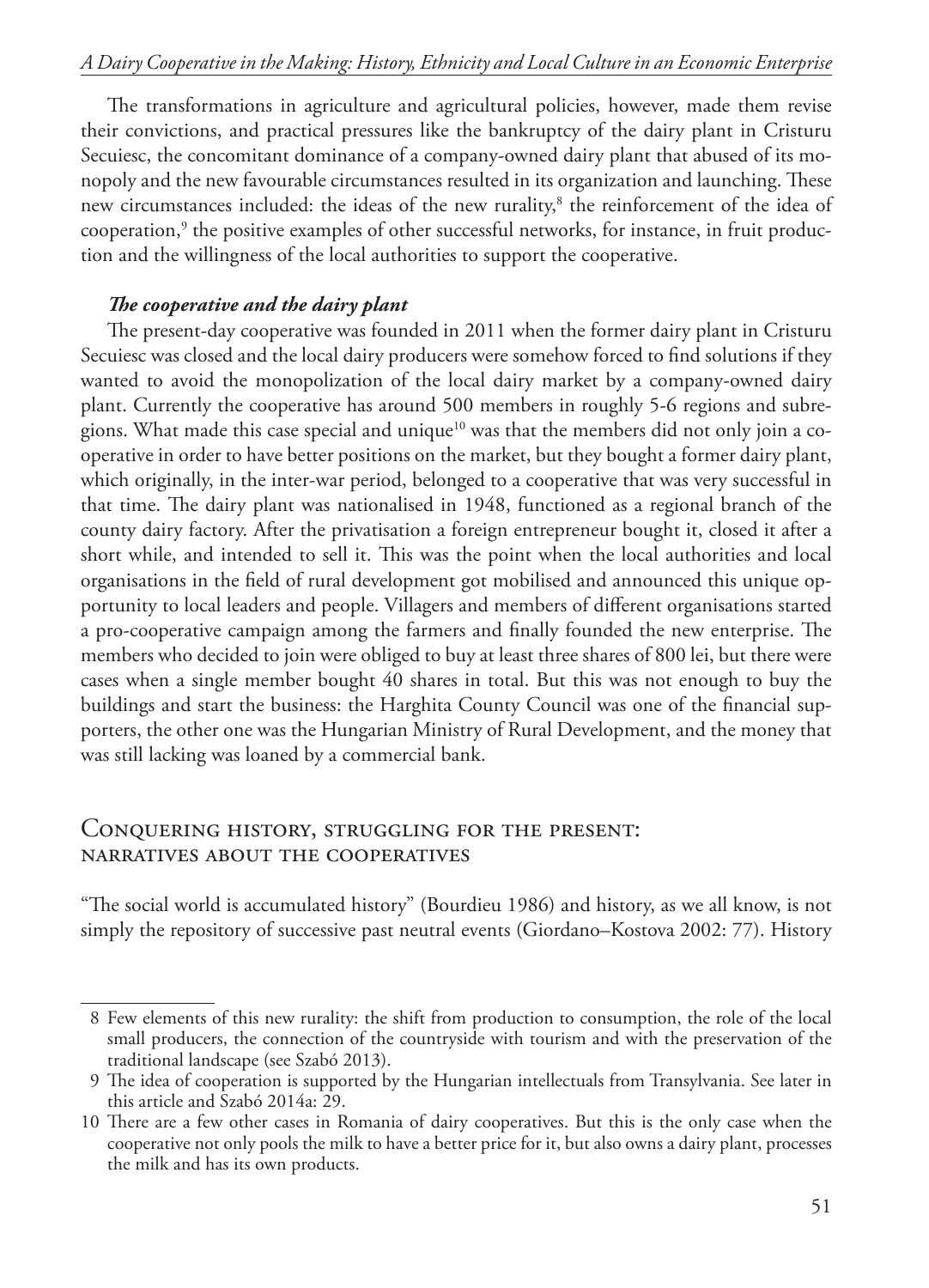The transformations in agriculture and agricultural policies, however, made them revise their convictions, and practical pressures like the bankruptcy of the dairy plant in Cristuru Secuiesc, the concomitant dominance of a company-owned dairy plant that abused of its monopoly and the new favourable circumstances resulted in its organization and launching. These new circumstances included: the ideas of the new rurality,[8] the reinforcement of the idea of cooperation,[9] the positive examples of other successful networks, for instance, in fruit production and the willingness of the local authorities to support the cooperative.

#### *The cooperative and the dairy plant*

The present-day cooperative was founded in 2011 when the former dairy plant in Cristuru Secuiesc was closed and the local dairy producers were somehow forced to find solutions if they wanted to avoid the monopolization of the local dairy market by a company-owned dairy plant. Currently the cooperative has around 500 members in roughly 5-6 regions and subregions. What made this case special and unique[10] was that the members did not only join a cooperative in order to have better positions on the market, but they bought a former dairy plant, which originally, in the inter-war period, belonged to a cooperative that was very successful in that time. The dairy plant was nationalised in 1948, functioned as a regional branch of the county dairy factory. After the privatisation a foreign entrepreneur bought it, closed it after a short while, and intended to sell it. This was the point when the local authorities and local organisations in the field of rural development got mobilised and announced this unique opportunity to local leaders and people. Villagers and members of different organisations started a pro-cooperative campaign among the farmers and finally founded the new enterprise. The members who decided to join were obliged to buy at least three shares of 800 lei, but there were cases when a single member bought 40 shares in total. But this was not enough to buy the buildings and start the business: the Harghita County Council was one of the financial supporters, the other one was the Hungarian Ministry of Rural Development, and the money that was still lacking was loaned by a commercial bank.

## Conquering history, struggling for the present: narratives about the cooperatives

"The social world is accumulated history" (Bourdieu 1986) and history, as we all know, is not simply the repository of successive past neutral events (Giordano–Kostova 2002: 77). History

---

8 Few elements of this new rurality: the shift from production to consumption, the role of the local small producers, the connection of the countryside with tourism and with the preservation of the traditional landscape (see Szabó 2013).

9 The idea of cooperation is supported by the Hungarian intellectuals from Transylvania. See later in this article and Szabó 2014a: 29.

10 There are a few other cases in Romania of dairy cooperatives. But this is the only case when the cooperative not only pools the milk to have a better price for it, but also owns a dairy plant, processes the milk and has its own products.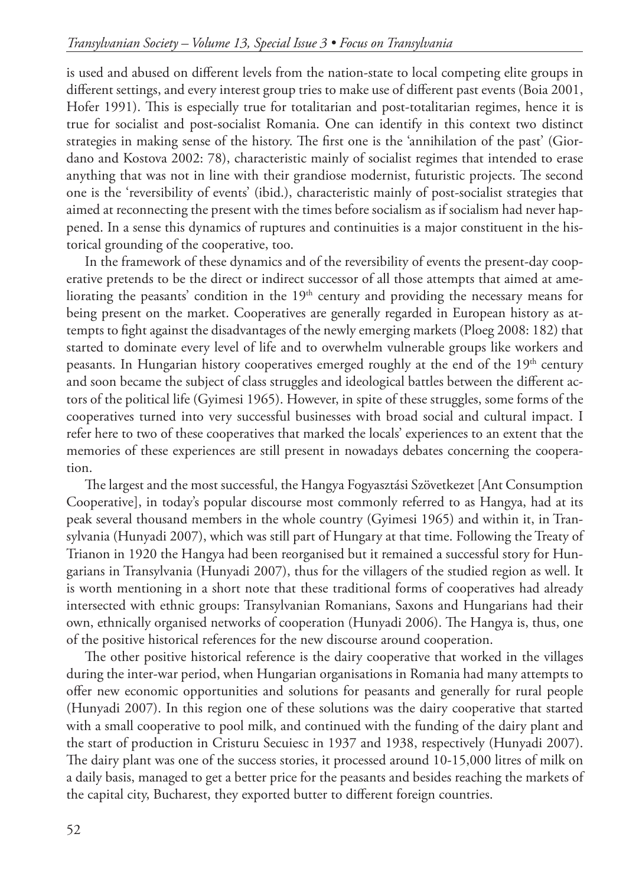is used and abused on different levels from the nation-state to local competing elite groups in different settings, and every interest group tries to make use of different past events (Boia 2001, Hofer 1991). This is especially true for totalitarian and post-totalitarian regimes, hence it is true for socialist and post-socialist Romania. One can identify in this context two distinct strategies in making sense of the history. The first one is the 'annihilation of the past' (Giordano and Kostova 2002: 78), characteristic mainly of socialist regimes that intended to erase anything that was not in line with their grandiose modernist, futuristic projects. The second one is the 'reversibility of events' (ibid.), characteristic mainly of post-socialist strategies that aimed at reconnecting the present with the times before socialism as if socialism had never happened. In a sense this dynamics of ruptures and continuities is a major constituent in the historical grounding of the cooperative, too.

In the framework of these dynamics and of the reversibility of events the present-day cooperative pretends to be the direct or indirect successor of all those attempts that aimed at ameliorating the peasants' condition in the 19th century and providing the necessary means for being present on the market. Cooperatives are generally regarded in European history as attempts to fight against the disadvantages of the newly emerging markets (Ploeg 2008: 182) that started to dominate every level of life and to overwhelm vulnerable groups like workers and peasants. In Hungarian history cooperatives emerged roughly at the end of the 19th century and soon became the subject of class struggles and ideological battles between the different actors of the political life (Gyimesi 1965). However, in spite of these struggles, some forms of the cooperatives turned into very successful businesses with broad social and cultural impact. I refer here to two of these cooperatives that marked the locals' experiences to an extent that the memories of these experiences are still present in nowadays debates concerning the cooperation.

The largest and the most successful, the Hangya Fogyasztási Szövetkezet [Ant Consumption Cooperative], in today's popular discourse most commonly referred to as Hangya, had at its peak several thousand members in the whole country (Gyimesi 1965) and within it, in Transylvania (Hunyadi 2007), which was still part of Hungary at that time. Following the Treaty of Trianon in 1920 the Hangya had been reorganised but it remained a successful story for Hungarians in Transylvania (Hunyadi 2007), thus for the villagers of the studied region as well. It is worth mentioning in a short note that these traditional forms of cooperatives had already intersected with ethnic groups: Transylvanian Romanians, Saxons and Hungarians had their own, ethnically organised networks of cooperation (Hunyadi 2006). The Hangya is, thus, one of the positive historical references for the new discourse around cooperation.

The other positive historical reference is the dairy cooperative that worked in the villages during the inter-war period, when Hungarian organisations in Romania had many attempts to offer new economic opportunities and solutions for peasants and generally for rural people (Hunyadi 2007). In this region one of these solutions was the dairy cooperative that started with a small cooperative to pool milk, and continued with the funding of the dairy plant and the start of production in Cristuru Secuiesc in 1937 and 1938, respectively (Hunyadi 2007). The dairy plant was one of the success stories, it processed around 10-15,000 litres of milk on a daily basis, managed to get a better price for the peasants and besides reaching the markets of the capital city, Bucharest, they exported butter to different foreign countries.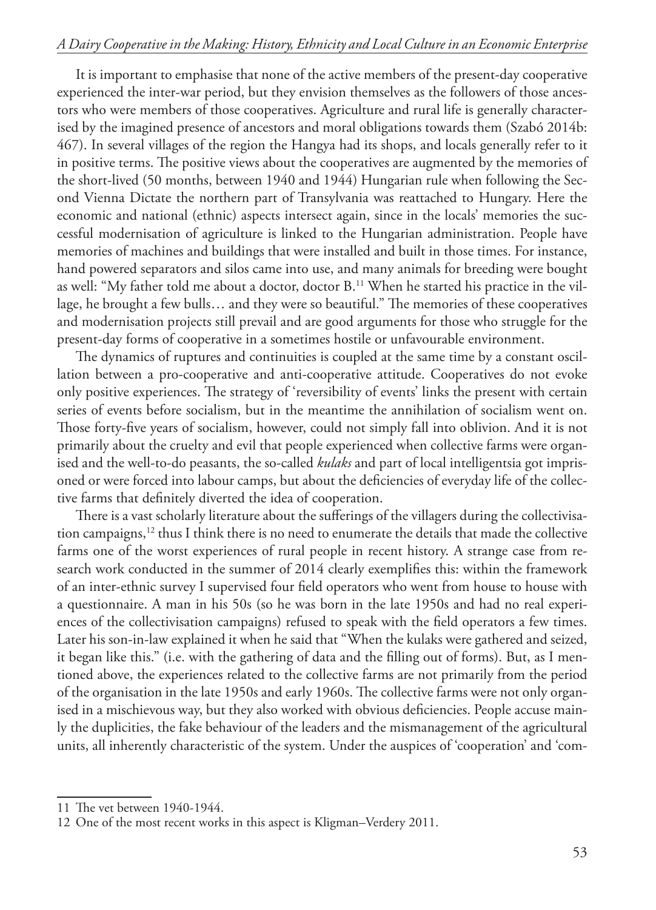It is important to emphasise that none of the active members of the present-day cooperative experienced the inter-war period, but they envision themselves as the followers of those ancestors who were members of those cooperatives. Agriculture and rural life is generally characterised by the imagined presence of ancestors and moral obligations towards them (Szabó 2014b: 467). In several villages of the region the Hangya had its shops, and locals generally refer to it in positive terms. The positive views about the cooperatives are augmented by the memories of the short-lived (50 months, between 1940 and 1944) Hungarian rule when following the Second Vienna Dictate the northern part of Transylvania was reattached to Hungary. Here the economic and national (ethnic) aspects intersect again, since in the locals' memories the successful modernisation of agriculture is linked to the Hungarian administration. People have memories of machines and buildings that were installed and built in those times. For instance, hand powered separators and silos came into use, and many animals for breeding were bought as well: "My father told me about a doctor, doctor B.[11] When he started his practice in the village, he brought a few bulls… and they were so beautiful." The memories of these cooperatives and modernisation projects still prevail and are good arguments for those who struggle for the present-day forms of cooperative in a sometimes hostile or unfavourable environment.

The dynamics of ruptures and continuities is coupled at the same time by a constant oscillation between a pro-cooperative and anti-cooperative attitude. Cooperatives do not evoke only positive experiences. The strategy of 'reversibility of events' links the present with certain series of events before socialism, but in the meantime the annihilation of socialism went on. Those forty-five years of socialism, however, could not simply fall into oblivion. And it is not primarily about the cruelty and evil that people experienced when collective farms were organised and the well-to-do peasants, the so-called *kulaks* and part of local intelligentsia got imprisoned or were forced into labour camps, but about the deficiencies of everyday life of the collective farms that definitely diverted the idea of cooperation.

There is a vast scholarly literature about the sufferings of the villagers during the collectivisation campaigns,[12] thus I think there is no need to enumerate the details that made the collective farms one of the worst experiences of rural people in recent history. A strange case from research work conducted in the summer of 2014 clearly exemplifies this: within the framework of an inter-ethnic survey I supervised four field operators who went from house to house with a questionnaire. A man in his 50s (so he was born in the late 1950s and had no real experiences of the collectivisation campaigns) refused to speak with the field operators a few times. Later his son-in-law explained it when he said that "When the kulaks were gathered and seized, it began like this." (i.e. with the gathering of data and the filling out of forms). But, as I mentioned above, the experiences related to the collective farms are not primarily from the period of the organisation in the late 1950s and early 1960s. The collective farms were not only organised in a mischievous way, but they also worked with obvious deficiencies. People accuse mainly the duplicities, the fake behaviour of the leaders and the mismanagement of the agricultural units, all inherently characteristic of the system. Under the auspices of 'cooperation' and 'com-

---

11 The vet between 1940-1944.

12 One of the most recent works in this aspect is Kligman–Verdery 2011.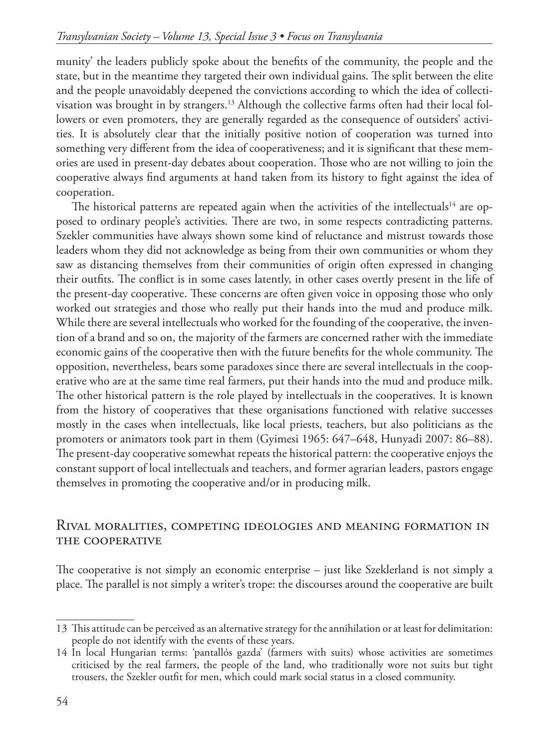munity' the leaders publicly spoke about the benefits of the community, the people and the state, but in the meantime they targeted their own individual gains. The split between the elite and the people unavoidably deepened the convictions according to which the idea of collectivisation was brought in by strangers.[13] Although the collective farms often had their local followers or even promoters, they are generally regarded as the consequence of outsiders' activities. It is absolutely clear that the initially positive notion of cooperation was turned into something very different from the idea of cooperativeness; and it is significant that these memories are used in present-day debates about cooperation. Those who are not willing to join the cooperative always find arguments at hand taken from its history to fight against the idea of cooperation.

The historical patterns are repeated again when the activities of the intellectuals[14] are opposed to ordinary people's activities. There are two, in some respects contradicting patterns. Szekler communities have always shown some kind of reluctance and mistrust towards those leaders whom they did not acknowledge as being from their own communities or whom they saw as distancing themselves from their communities of origin often expressed in changing their outfits. The conflict is in some cases latently, in other cases overtly present in the life of the present-day cooperative. These concerns are often given voice in opposing those who only worked out strategies and those who really put their hands into the mud and produce milk. While there are several intellectuals who worked for the founding of the cooperative, the invention of a brand and so on, the majority of the farmers are concerned rather with the immediate economic gains of the cooperative then with the future benefits for the whole community. The opposition, nevertheless, bears some paradoxes since there are several intellectuals in the cooperative who are at the same time real farmers, put their hands into the mud and produce milk. The other historical pattern is the role played by intellectuals in the cooperatives. It is known from the history of cooperatives that these organisations functioned with relative successes mostly in the cases when intellectuals, like local priests, teachers, but also politicians as the promoters or animators took part in them (Gyimesi 1965: 647–648, Hunyadi 2007: 86–88). The present-day cooperative somewhat repeats the historical pattern: the cooperative enjoys the constant support of local intellectuals and teachers, and former agrarian leaders, pastors engage themselves in promoting the cooperative and/or in producing milk.

## Rival moralities, competing ideologies and meaning formation in the cooperative

The cooperative is not simply an economic enterprise – just like Szeklerland is not simply a place. The parallel is not simply a writer's trope: the discourses around the cooperative are built

---

13 This attitude can be perceived as an alternative strategy for the annihilation or at least for delimitation: people do not identify with the events of these years.

14 In local Hungarian terms: 'pantallós gazda' (farmers with suits) whose activities are sometimes criticised by the real farmers, the people of the land, who traditionally wore not suits but tight trousers, the Szekler outfit for men, which could mark social status in a closed community.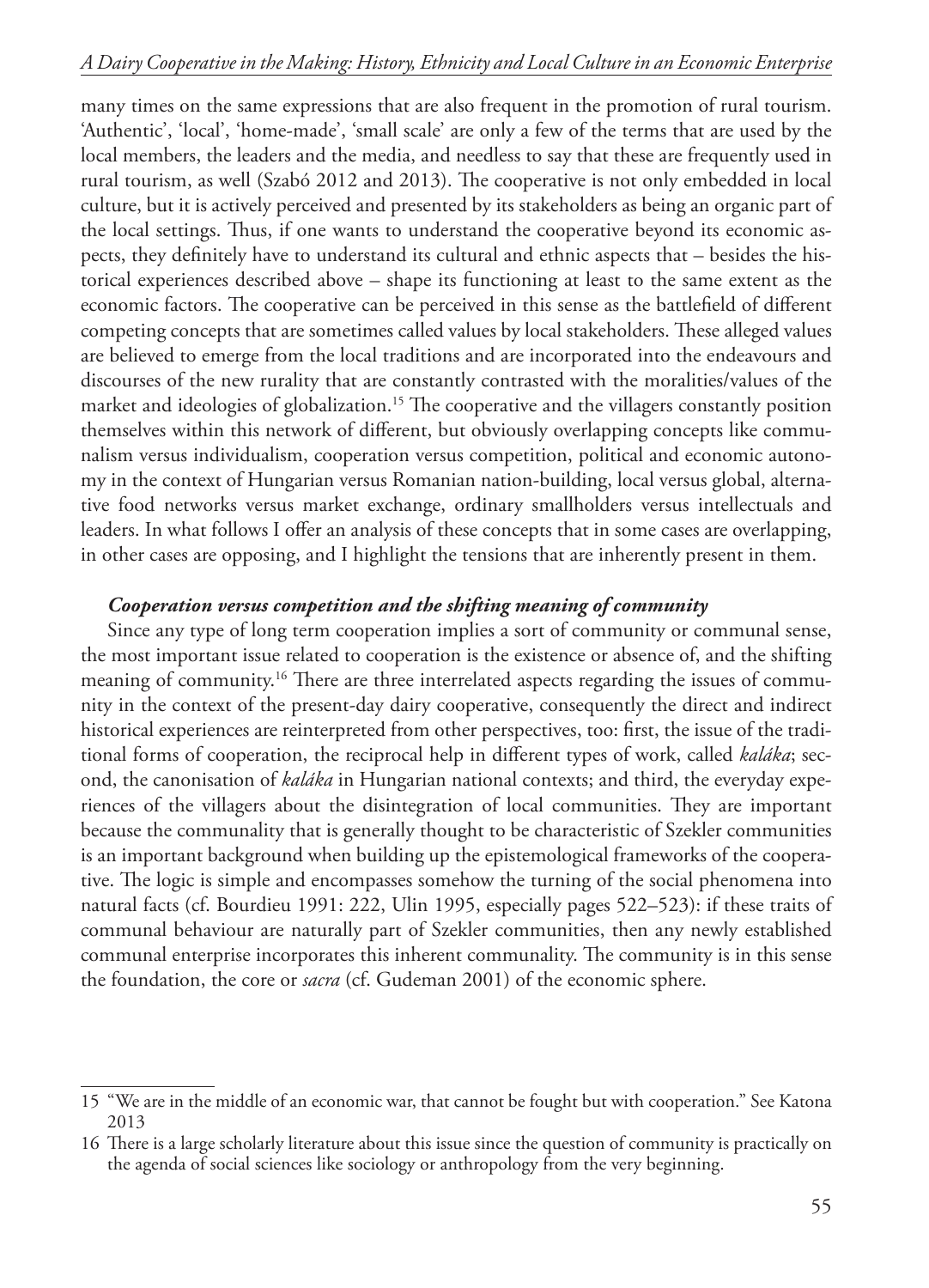many times on the same expressions that are also frequent in the promotion of rural tourism. 'Authentic', 'local', 'home-made', 'small scale' are only a few of the terms that are used by the local members, the leaders and the media, and needless to say that these are frequently used in rural tourism, as well (Szabó 2012 and 2013). The cooperative is not only embedded in local culture, but it is actively perceived and presented by its stakeholders as being an organic part of the local settings. Thus, if one wants to understand the cooperative beyond its economic aspects, they definitely have to understand its cultural and ethnic aspects that – besides the historical experiences described above – shape its functioning at least to the same extent as the economic factors. The cooperative can be perceived in this sense as the battlefield of different competing concepts that are sometimes called values by local stakeholders. These alleged values are believed to emerge from the local traditions and are incorporated into the endeavours and discourses of the new rurality that are constantly contrasted with the moralities/values of the market and ideologies of globalization.[15] The cooperative and the villagers constantly position themselves within this network of different, but obviously overlapping concepts like communalism versus individualism, cooperation versus competition, political and economic autonomy in the context of Hungarian versus Romanian nation-building, local versus global, alternative food networks versus market exchange, ordinary smallholders versus intellectuals and leaders. In what follows I offer an analysis of these concepts that in some cases are overlapping, in other cases are opposing, and I highlight the tensions that are inherently present in them.

#### *Cooperation versus competition and the shifting meaning of community*

Since any type of long term cooperation implies a sort of community or communal sense, the most important issue related to cooperation is the existence or absence of, and the shifting meaning of community.[16] There are three interrelated aspects regarding the issues of community in the context of the present-day dairy cooperative, consequently the direct and indirect historical experiences are reinterpreted from other perspectives, too: first, the issue of the traditional forms of cooperation, the reciprocal help in different types of work, called *kaláka*; second, the canonisation of *kaláka* in Hungarian national contexts; and third, the everyday experiences of the villagers about the disintegration of local communities. They are important because the communality that is generally thought to be characteristic of Szekler communities is an important background when building up the epistemological frameworks of the cooperative. The logic is simple and encompasses somehow the turning of the social phenomena into natural facts (cf. Bourdieu 1991: 222, Ulin 1995, especially pages 522–523): if these traits of communal behaviour are naturally part of Szekler communities, then any newly established communal enterprise incorporates this inherent communality. The community is in this sense the foundation, the core or *sacra* (cf. Gudeman 2001) of the economic sphere.

---

15 "We are in the middle of an economic war, that cannot be fought but with cooperation." See Katona 2013

16 There is a large scholarly literature about this issue since the question of community is practically on the agenda of social sciences like sociology or anthropology from the very beginning.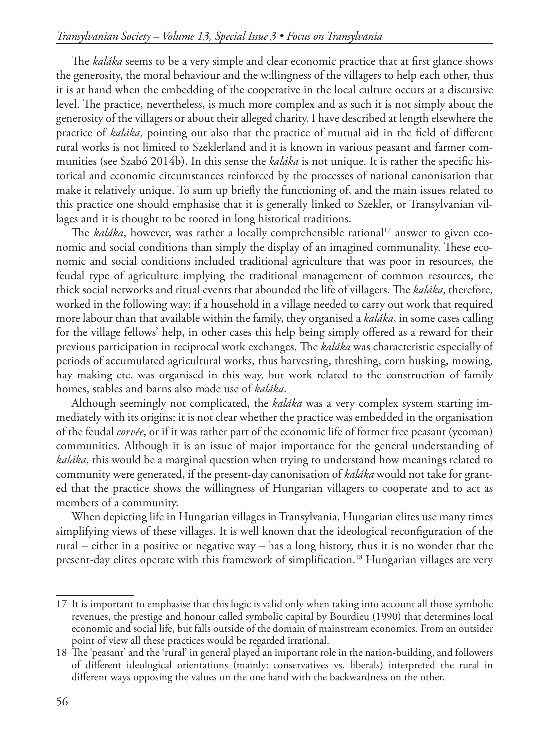The *kaláka* seems to be a very simple and clear economic practice that at first glance shows the generosity, the moral behaviour and the willingness of the villagers to help each other, thus it is at hand when the embedding of the cooperative in the local culture occurs at a discursive level. The practice, nevertheless, is much more complex and as such it is not simply about the generosity of the villagers or about their alleged charity. I have described at length elsewhere the practice of *kaláka*, pointing out also that the practice of mutual aid in the field of different rural works is not limited to Szeklerland and it is known in various peasant and farmer communities (see Szabó 2014b). In this sense the *kaláka* is not unique. It is rather the specific historical and economic circumstances reinforced by the processes of national canonisation that make it relatively unique. To sum up briefly the functioning of, and the main issues related to this practice one should emphasise that it is generally linked to Szekler, or Transylvanian villages and it is thought to be rooted in long historical traditions.

The *kaláka*, however, was rather a locally comprehensible rational[17] answer to given economic and social conditions than simply the display of an imagined communality. These economic and social conditions included traditional agriculture that was poor in resources, the feudal type of agriculture implying the traditional management of common resources, the thick social networks and ritual events that abounded the life of villagers. The *kaláka*, therefore, worked in the following way: if a household in a village needed to carry out work that required more labour than that available within the family, they organised a *kaláka*, in some cases calling for the village fellows' help, in other cases this help being simply offered as a reward for their previous participation in reciprocal work exchanges. The *kaláka* was characteristic especially of periods of accumulated agricultural works, thus harvesting, threshing, corn husking, mowing, hay making etc. was organised in this way, but work related to the construction of family homes, stables and barns also made use of *kaláka*.

Although seemingly not complicated, the *kaláka* was a very complex system starting immediately with its origins: it is not clear whether the practice was embedded in the organisation of the feudal *corvée*, or if it was rather part of the economic life of former free peasant (yeoman) communities. Although it is an issue of major importance for the general understanding of *kaláka*, this would be a marginal question when trying to understand how meanings related to community were generated, if the present-day canonisation of *kaláka* would not take for granted that the practice shows the willingness of Hungarian villagers to cooperate and to act as members of a community.

When depicting life in Hungarian villages in Transylvania, Hungarian elites use many times simplifying views of these villages. It is well known that the ideological reconfiguration of the rural – either in a positive or negative way – has a long history, thus it is no wonder that the present-day elites operate with this framework of simplification.[18] Hungarian villages are very

---

17 It is important to emphasise that this logic is valid only when taking into account all those symbolic revenues, the prestige and honour called symbolic capital by Bourdieu (1990) that determines local economic and social life, but falls outside of the domain of mainstream economics. From an outsider point of view all these practices would be regarded irrational.

18 The 'peasant' and the 'rural' in general played an important role in the nation-building, and followers of different ideological orientations (mainly: conservatives vs. liberals) interpreted the rural in different ways opposing the values on the one hand with the backwardness on the other.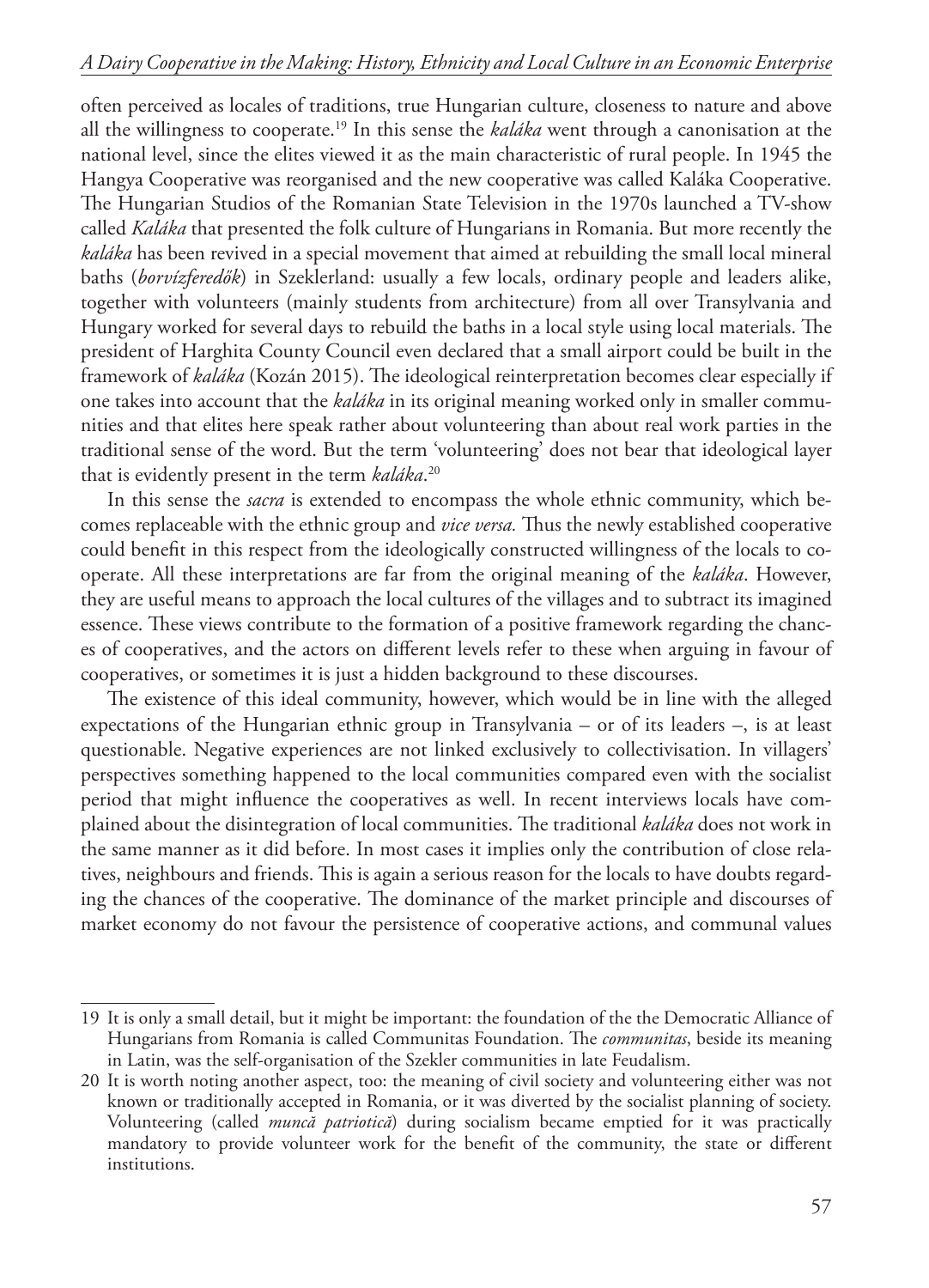often perceived as locales of traditions, true Hungarian culture, closeness to nature and above all the willingness to cooperate.[19] In this sense the *kaláka* went through a canonisation at the national level, since the elites viewed it as the main characteristic of rural people. In 1945 the Hangya Cooperative was reorganised and the new cooperative was called Kaláka Cooperative. The Hungarian Studios of the Romanian State Television in the 1970s launched a TV-show called *Kaláka* that presented the folk culture of Hungarians in Romania. But more recently the *kaláka* has been revived in a special movement that aimed at rebuilding the small local mineral baths (*borvízferedők*) in Szeklerland: usually a few locals, ordinary people and leaders alike, together with volunteers (mainly students from architecture) from all over Transylvania and Hungary worked for several days to rebuild the baths in a local style using local materials. The president of Harghita County Council even declared that a small airport could be built in the framework of *kaláka* (Kozán 2015). The ideological reinterpretation becomes clear especially if one takes into account that the *kaláka* in its original meaning worked only in smaller communities and that elites here speak rather about volunteering than about real work parties in the traditional sense of the word. But the term 'volunteering' does not bear that ideological layer that is evidently present in the term *kaláka*.[20]

In this sense the *sacra* is extended to encompass the whole ethnic community, which becomes replaceable with the ethnic group and *vice versa.* Thus the newly established cooperative could benefit in this respect from the ideologically constructed willingness of the locals to cooperate. All these interpretations are far from the original meaning of the *kaláka*. However, they are useful means to approach the local cultures of the villages and to subtract its imagined essence. These views contribute to the formation of a positive framework regarding the chances of cooperatives, and the actors on different levels refer to these when arguing in favour of cooperatives, or sometimes it is just a hidden background to these discourses.

The existence of this ideal community, however, which would be in line with the alleged expectations of the Hungarian ethnic group in Transylvania – or of its leaders –, is at least questionable. Negative experiences are not linked exclusively to collectivisation. In villagers' perspectives something happened to the local communities compared even with the socialist period that might influence the cooperatives as well. In recent interviews locals have complained about the disintegration of local communities. The traditional *kaláka* does not work in the same manner as it did before. In most cases it implies only the contribution of close relatives, neighbours and friends. This is again a serious reason for the locals to have doubts regarding the chances of the cooperative. The dominance of the market principle and discourses of market economy do not favour the persistence of cooperative actions, and communal values

---

19 It is only a small detail, but it might be important: the foundation of the the Democratic Alliance of Hungarians from Romania is called Communitas Foundation. The *communitas*, beside its meaning in Latin, was the self-organisation of the Szekler communities in late Feudalism.

20 It is worth noting another aspect, too: the meaning of civil society and volunteering either was not known or traditionally accepted in Romania, or it was diverted by the socialist planning of society. Volunteering (called *muncă patriotică*) during socialism became emptied for it was practically mandatory to provide volunteer work for the benefit of the community, the state or different institutions.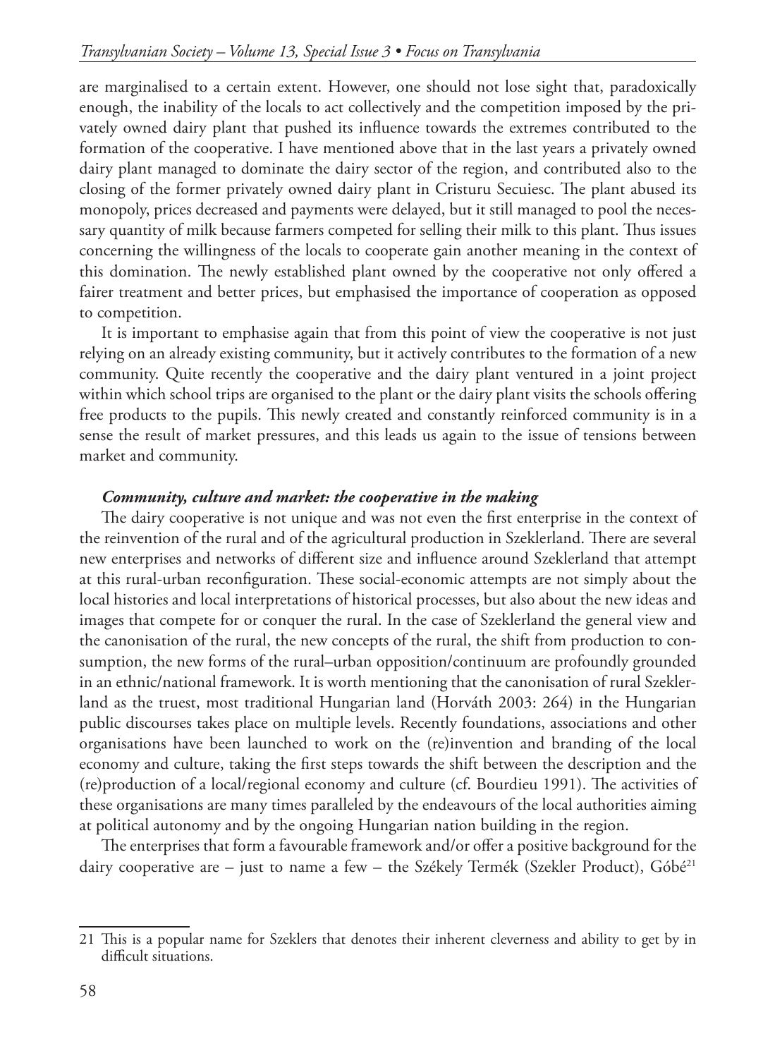are marginalised to a certain extent. However, one should not lose sight that, paradoxically enough, the inability of the locals to act collectively and the competition imposed by the privately owned dairy plant that pushed its influence towards the extremes contributed to the formation of the cooperative. I have mentioned above that in the last years a privately owned dairy plant managed to dominate the dairy sector of the region, and contributed also to the closing of the former privately owned dairy plant in Cristuru Secuiesc. The plant abused its monopoly, prices decreased and payments were delayed, but it still managed to pool the necessary quantity of milk because farmers competed for selling their milk to this plant. Thus issues concerning the willingness of the locals to cooperate gain another meaning in the context of this domination. The newly established plant owned by the cooperative not only offered a fairer treatment and better prices, but emphasised the importance of cooperation as opposed to competition.

It is important to emphasise again that from this point of view the cooperative is not just relying on an already existing community, but it actively contributes to the formation of a new community. Quite recently the cooperative and the dairy plant ventured in a joint project within which school trips are organised to the plant or the dairy plant visits the schools offering free products to the pupils. This newly created and constantly reinforced community is in a sense the result of market pressures, and this leads us again to the issue of tensions between market and community.

### *Community, culture and market: the cooperative in the making*

The dairy cooperative is not unique and was not even the first enterprise in the context of the reinvention of the rural and of the agricultural production in Szeklerland. There are several new enterprises and networks of different size and influence around Szeklerland that attempt at this rural-urban reconfiguration. These social-economic attempts are not simply about the local histories and local interpretations of historical processes, but also about the new ideas and images that compete for or conquer the rural. In the case of Szeklerland the general view and the canonisation of the rural, the new concepts of the rural, the shift from production to consumption, the new forms of the rural–urban opposition/continuum are profoundly grounded in an ethnic/national framework. It is worth mentioning that the canonisation of rural Szeklerland as the truest, most traditional Hungarian land (Horváth 2003: 264) in the Hungarian public discourses takes place on multiple levels. Recently foundations, associations and other organisations have been launched to work on the (re)invention and branding of the local economy and culture, taking the first steps towards the shift between the description and the (re)production of a local/regional economy and culture (cf. Bourdieu 1991). The activities of these organisations are many times paralleled by the endeavours of the local authorities aiming at political autonomy and by the ongoing Hungarian nation building in the region.

The enterprises that form a favourable framework and/or offer a positive background for the dairy cooperative are – just to name a few – the Székely Termék (Szekler Product), Góbé[21]

---

21 This is a popular name for Szeklers that denotes their inherent cleverness and ability to get by in difficult situations.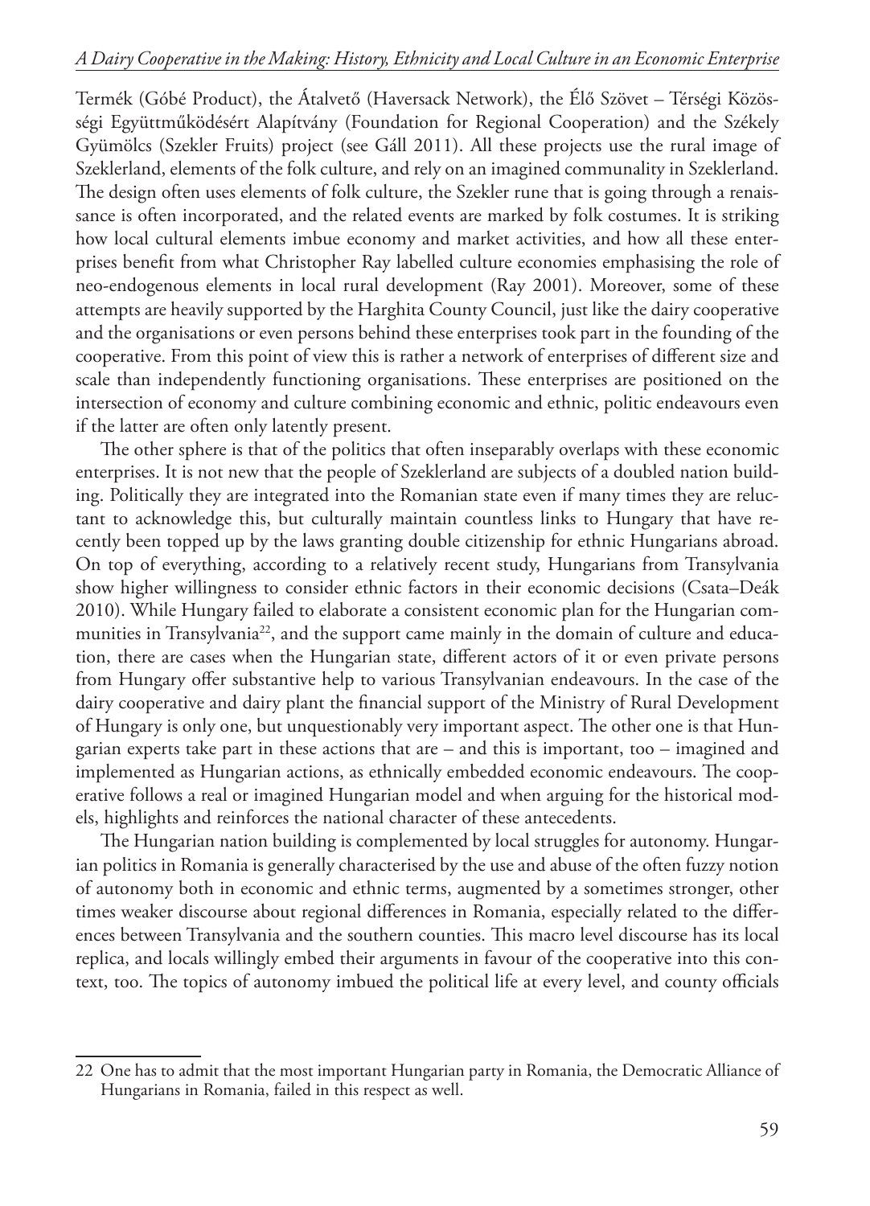Termék (Góbé Product), the Átalvető (Haversack Network), the Élő Szövet – Térségi Közösségi Együttműködésért Alapítvány (Foundation for Regional Cooperation) and the Székely Gyümölcs (Szekler Fruits) project (see Gáll 2011). All these projects use the rural image of Szeklerland, elements of the folk culture, and rely on an imagined communality in Szeklerland. The design often uses elements of folk culture, the Szekler rune that is going through a renaissance is often incorporated, and the related events are marked by folk costumes. It is striking how local cultural elements imbue economy and market activities, and how all these enterprises benefit from what Christopher Ray labelled culture economies emphasising the role of neo-endogenous elements in local rural development (Ray 2001). Moreover, some of these attempts are heavily supported by the Harghita County Council, just like the dairy cooperative and the organisations or even persons behind these enterprises took part in the founding of the cooperative. From this point of view this is rather a network of enterprises of different size and scale than independently functioning organisations. These enterprises are positioned on the intersection of economy and culture combining economic and ethnic, politic endeavours even if the latter are often only latently present.

The other sphere is that of the politics that often inseparably overlaps with these economic enterprises. It is not new that the people of Szeklerland are subjects of a doubled nation building. Politically they are integrated into the Romanian state even if many times they are reluctant to acknowledge this, but culturally maintain countless links to Hungary that have recently been topped up by the laws granting double citizenship for ethnic Hungarians abroad. On top of everything, according to a relatively recent study, Hungarians from Transylvania show higher willingness to consider ethnic factors in their economic decisions (Csata–Deák 2010). While Hungary failed to elaborate a consistent economic plan for the Hungarian communities in Transylvania[22], and the support came mainly in the domain of culture and education, there are cases when the Hungarian state, different actors of it or even private persons from Hungary offer substantive help to various Transylvanian endeavours. In the case of the dairy cooperative and dairy plant the financial support of the Ministry of Rural Development of Hungary is only one, but unquestionably very important aspect. The other one is that Hungarian experts take part in these actions that are – and this is important, too – imagined and implemented as Hungarian actions, as ethnically embedded economic endeavours. The cooperative follows a real or imagined Hungarian model and when arguing for the historical models, highlights and reinforces the national character of these antecedents.

The Hungarian nation building is complemented by local struggles for autonomy. Hungarian politics in Romania is generally characterised by the use and abuse of the often fuzzy notion of autonomy both in economic and ethnic terms, augmented by a sometimes stronger, other times weaker discourse about regional differences in Romania, especially related to the differences between Transylvania and the southern counties. This macro level discourse has its local replica, and locals willingly embed their arguments in favour of the cooperative into this context, too. The topics of autonomy imbued the political life at every level, and county officials

[22] One has to admit that the most important Hungarian party in Romania, the Democratic Alliance of Hungarians in Romania, failed in this respect as well.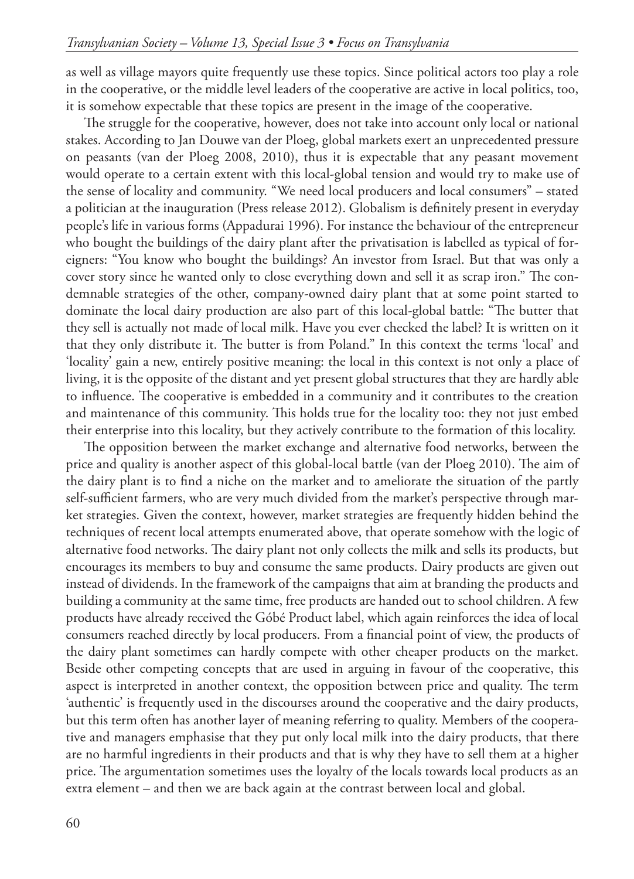as well as village mayors quite frequently use these topics. Since political actors too play a role in the cooperative, or the middle level leaders of the cooperative are active in local politics, too, it is somehow expectable that these topics are present in the image of the cooperative.

The struggle for the cooperative, however, does not take into account only local or national stakes. According to Jan Douwe van der Ploeg, global markets exert an unprecedented pressure on peasants (van der Ploeg 2008, 2010), thus it is expectable that any peasant movement would operate to a certain extent with this local-global tension and would try to make use of the sense of locality and community. "We need local producers and local consumers" – stated a politician at the inauguration (Press release 2012). Globalism is definitely present in everyday people's life in various forms (Appadurai 1996). For instance the behaviour of the entrepreneur who bought the buildings of the dairy plant after the privatisation is labelled as typical of foreigners: "You know who bought the buildings? An investor from Israel. But that was only a cover story since he wanted only to close everything down and sell it as scrap iron." The condemnable strategies of the other, company-owned dairy plant that at some point started to dominate the local dairy production are also part of this local-global battle: "The butter that they sell is actually not made of local milk. Have you ever checked the label? It is written on it that they only distribute it. The butter is from Poland." In this context the terms 'local' and 'locality' gain a new, entirely positive meaning: the local in this context is not only a place of living, it is the opposite of the distant and yet present global structures that they are hardly able to influence. The cooperative is embedded in a community and it contributes to the creation and maintenance of this community. This holds true for the locality too: they not just embed their enterprise into this locality, but they actively contribute to the formation of this locality.

The opposition between the market exchange and alternative food networks, between the price and quality is another aspect of this global-local battle (van der Ploeg 2010). The aim of the dairy plant is to find a niche on the market and to ameliorate the situation of the partly self-sufficient farmers, who are very much divided from the market's perspective through market strategies. Given the context, however, market strategies are frequently hidden behind the techniques of recent local attempts enumerated above, that operate somehow with the logic of alternative food networks. The dairy plant not only collects the milk and sells its products, but encourages its members to buy and consume the same products. Dairy products are given out instead of dividends. In the framework of the campaigns that aim at branding the products and building a community at the same time, free products are handed out to school children. A few products have already received the Góbé Product label, which again reinforces the idea of local consumers reached directly by local producers. From a financial point of view, the products of the dairy plant sometimes can hardly compete with other cheaper products on the market. Beside other competing concepts that are used in arguing in favour of the cooperative, this aspect is interpreted in another context, the opposition between price and quality. The term 'authentic' is frequently used in the discourses around the cooperative and the dairy products, but this term often has another layer of meaning referring to quality. Members of the cooperative and managers emphasise that they put only local milk into the dairy products, that there are no harmful ingredients in their products and that is why they have to sell them at a higher price. The argumentation sometimes uses the loyalty of the locals towards local products as an extra element – and then we are back again at the contrast between local and global.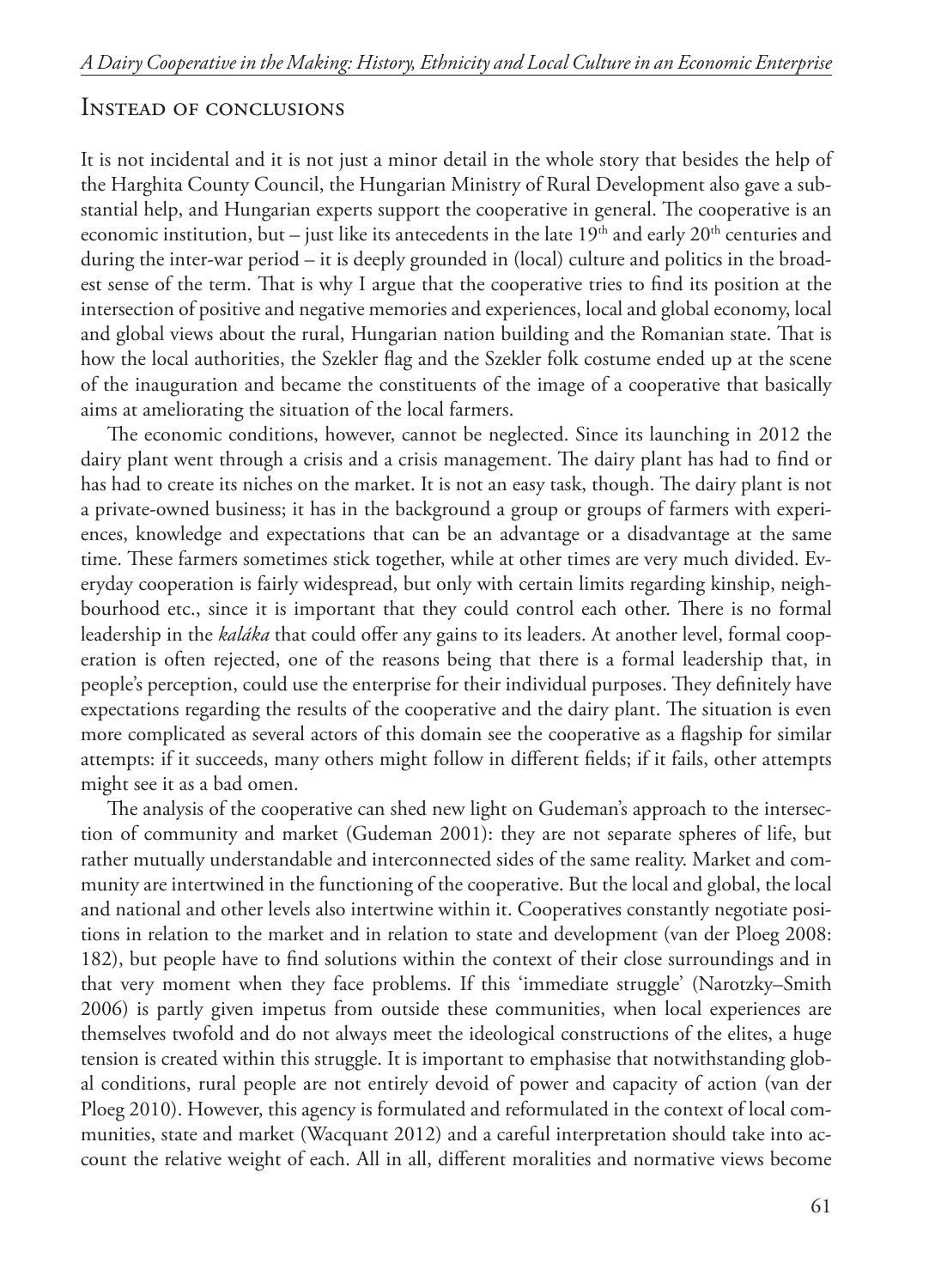## Instead of conclusions

It is not incidental and it is not just a minor detail in the whole story that besides the help of the Harghita County Council, the Hungarian Ministry of Rural Development also gave a substantial help, and Hungarian experts support the cooperative in general. The cooperative is an economic institution, but – just like its antecedents in the late 19th and early 20th centuries and during the inter-war period – it is deeply grounded in (local) culture and politics in the broadest sense of the term. That is why I argue that the cooperative tries to find its position at the intersection of positive and negative memories and experiences, local and global economy, local and global views about the rural, Hungarian nation building and the Romanian state. That is how the local authorities, the Szekler flag and the Szekler folk costume ended up at the scene of the inauguration and became the constituents of the image of a cooperative that basically aims at ameliorating the situation of the local farmers.

The economic conditions, however, cannot be neglected. Since its launching in 2012 the dairy plant went through a crisis and a crisis management. The dairy plant has had to find or has had to create its niches on the market. It is not an easy task, though. The dairy plant is not a private-owned business; it has in the background a group or groups of farmers with experiences, knowledge and expectations that can be an advantage or a disadvantage at the same time. These farmers sometimes stick together, while at other times are very much divided. Everyday cooperation is fairly widespread, but only with certain limits regarding kinship, neighbourhood etc., since it is important that they could control each other. There is no formal leadership in the *kaláka* that could offer any gains to its leaders. At another level, formal cooperation is often rejected, one of the reasons being that there is a formal leadership that, in people's perception, could use the enterprise for their individual purposes. They definitely have expectations regarding the results of the cooperative and the dairy plant. The situation is even more complicated as several actors of this domain see the cooperative as a flagship for similar attempts: if it succeeds, many others might follow in different fields; if it fails, other attempts might see it as a bad omen.

The analysis of the cooperative can shed new light on Gudeman's approach to the intersection of community and market (Gudeman 2001): they are not separate spheres of life, but rather mutually understandable and interconnected sides of the same reality. Market and community are intertwined in the functioning of the cooperative. But the local and global, the local and national and other levels also intertwine within it. Cooperatives constantly negotiate positions in relation to the market and in relation to state and development (van der Ploeg 2008: 182), but people have to find solutions within the context of their close surroundings and in that very moment when they face problems. If this 'immediate struggle' (Narotzky–Smith 2006) is partly given impetus from outside these communities, when local experiences are themselves twofold and do not always meet the ideological constructions of the elites, a huge tension is created within this struggle. It is important to emphasise that notwithstanding global conditions, rural people are not entirely devoid of power and capacity of action (van der Ploeg 2010). However, this agency is formulated and reformulated in the context of local communities, state and market (Wacquant 2012) and a careful interpretation should take into account the relative weight of each. All in all, different moralities and normative views become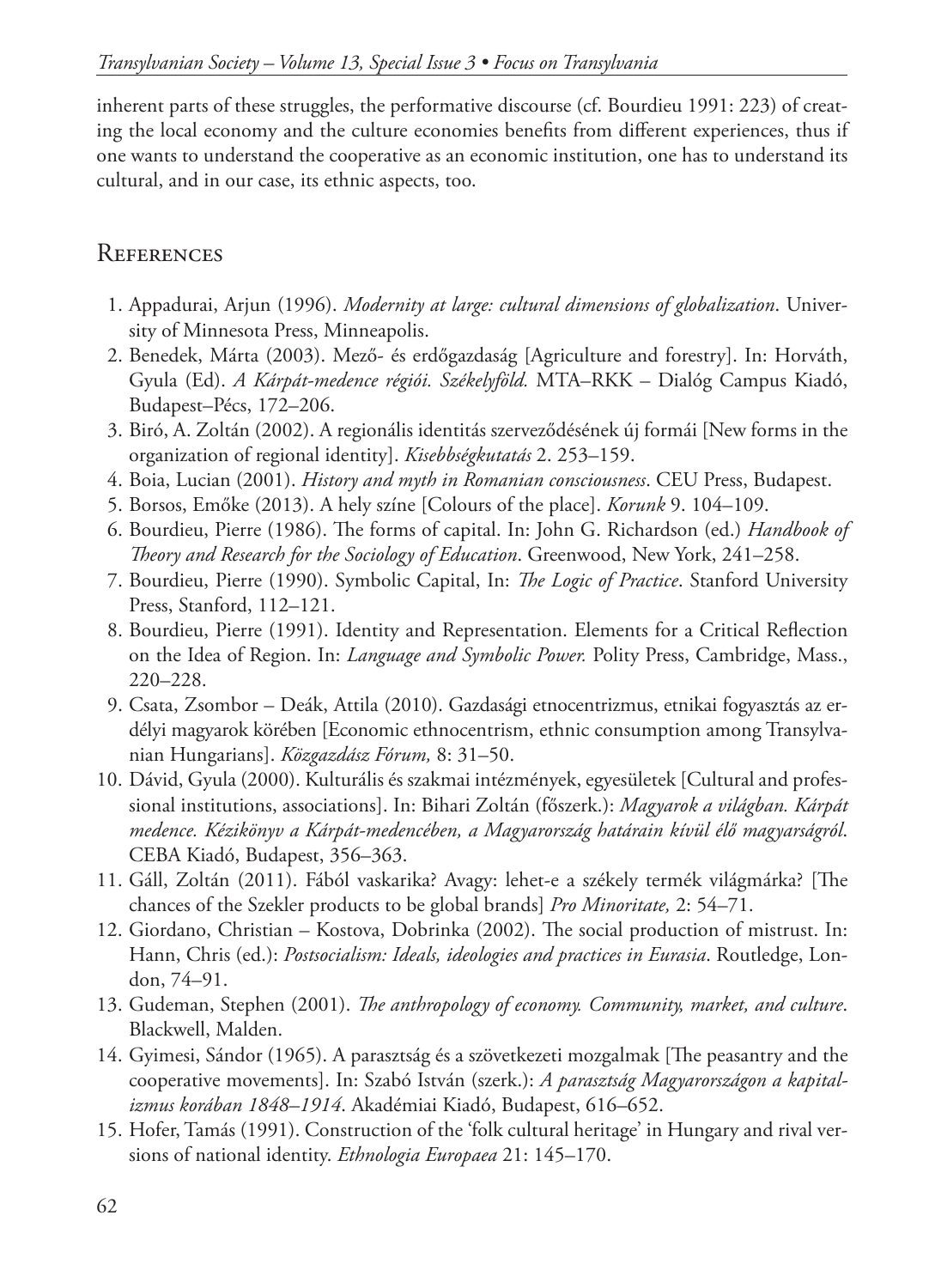inherent parts of these struggles, the performative discourse (cf. Bourdieu 1991: 223) of creating the local economy and the culture economies benefits from different experiences, thus if one wants to understand the cooperative as an economic institution, one has to understand its cultural, and in our case, its ethnic aspects, too.

## References

1. Appadurai, Arjun (1996). *Modernity at large: cultural dimensions of globalization*. University of Minnesota Press, Minneapolis.
2. Benedek, Márta (2003). Mező- és erdőgazdaság [Agriculture and forestry]. In: Horváth, Gyula (Ed). *A Kárpát-medence régiói. Székelyföld.* MTA–RKK – Dialóg Campus Kiadó, Budapest–Pécs, 172–206.
3. Biró, A. Zoltán (2002). A regionális identitás szerveződésének új formái [New forms in the organization of regional identity]. *Kisebbségkutatás* 2. 253–159.
4. Boia, Lucian (2001). *History and myth in Romanian consciousness*. CEU Press, Budapest.
5. Borsos, Emőke (2013). A hely színe [Colours of the place]. *Korunk* 9. 104–109.
6. Bourdieu, Pierre (1986). The forms of capital. In: John G. Richardson (ed.) *Handbook of Theory and Research for the Sociology of Education*. Greenwood, New York, 241–258.
7. Bourdieu, Pierre (1990). Symbolic Capital, In: *The Logic of Practice*. Stanford University Press, Stanford, 112–121.
8. Bourdieu, Pierre (1991). Identity and Representation. Elements for a Critical Reflection on the Idea of Region. In: *Language and Symbolic Power.* Polity Press, Cambridge, Mass., 220–228.
9. Csata, Zsombor – Deák, Attila (2010). Gazdasági etnocentrizmus, etnikai fogyasztás az erdélyi magyarok körében [Economic ethnocentrism, ethnic consumption among Transylvanian Hungarians]. *Közgazdász Fórum,* 8: 31–50.
10. Dávid, Gyula (2000). Kulturális és szakmai intézmények, egyesületek [Cultural and professional institutions, associations]. In: Bihari Zoltán (főszerk.): *Magyarok a világban. Kárpát medence. Kézikönyv a Kárpát-medencében, a Magyarország határain kívül élő magyarságról*. CEBA Kiadó, Budapest, 356–363.
11. Gáll, Zoltán (2011). Fából vaskarika? Avagy: lehet-e a székely termék világmárka? [The chances of the Szekler products to be global brands] *Pro Minoritate,* 2: 54–71.
12. Giordano, Christian – Kostova, Dobrinka (2002). The social production of mistrust. In: Hann, Chris (ed.): *Postsocialism: Ideals, ideologies and practices in Eurasia*. Routledge, London, 74–91.
13. Gudeman, Stephen (2001). *The anthropology of economy. Community, market, and culture*. Blackwell, Malden.
14. Gyimesi, Sándor (1965). A parasztság és a szövetkezeti mozgalmak [The peasantry and the cooperative movements]. In: Szabó István (szerk.): *A parasztság Magyarországon a kapitalizmus korában 1848–1914*. Akadémiai Kiadó, Budapest, 616–652.
15. Hofer, Tamás (1991). Construction of the 'folk cultural heritage' in Hungary and rival versions of national identity. *Ethnologia Europaea* 21: 145–170.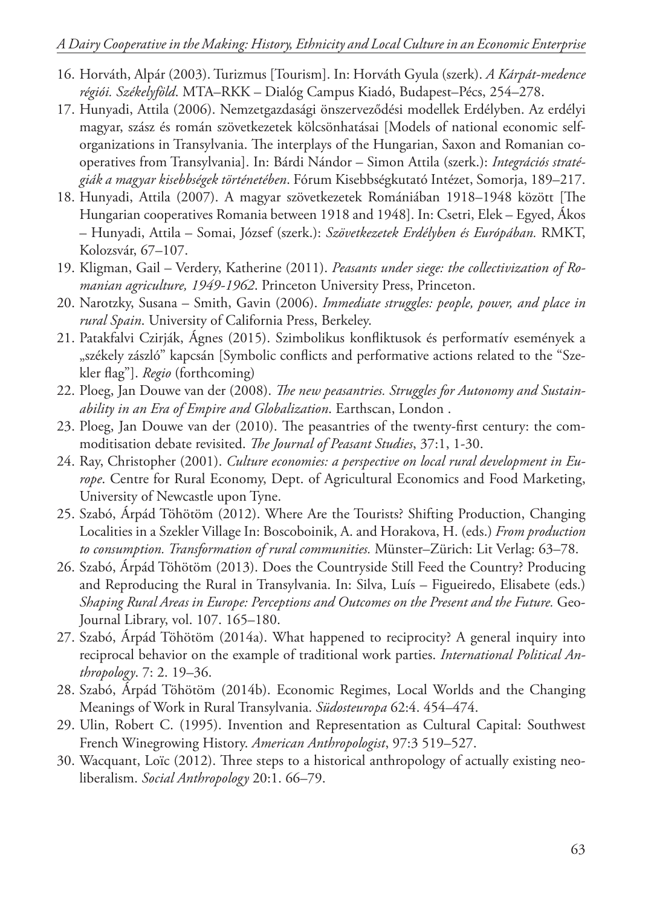16. Horváth, Alpár (2003). Turizmus [Tourism]. In: Horváth Gyula (szerk). *A Kárpát-medence régiói. Székelyföld*. MTA–RKK – Dialóg Campus Kiadó, Budapest–Pécs, 254–278.
17. Hunyadi, Attila (2006). Nemzetgazdasági önszerveződési modellek Erdélyben. Az erdélyi magyar, szász és román szövetkezetek kölcsönhatásai [Models of national economic self-organizations in Transylvania. The interplays of the Hungarian, Saxon and Romanian cooperatives from Transylvania]. In: Bárdi Nándor – Simon Attila (szerk.): *Integrációs stratégiák a magyar kisebbségek történetében*. Fórum Kisebbségkutató Intézet, Somorja, 189–217.
18. Hunyadi, Attila (2007). A magyar szövetkezetek Romániában 1918–1948 között [The Hungarian cooperatives Romania between 1918 and 1948]. In: Csetri, Elek – Egyed, Ákos – Hunyadi, Attila – Somai, József (szerk.): *Szövetkezetek Erdélyben és Európában.* RMKT, Kolozsvár, 67–107.
19. Kligman, Gail – Verdery, Katherine (2011). *Peasants under siege: the collectivization of Romanian agriculture, 1949-1962*. Princeton University Press, Princeton.
20. Narotzky, Susana – Smith, Gavin (2006). *Immediate struggles: people, power, and place in rural Spain*. University of California Press, Berkeley.
21. Patakfalvi Czirják, Ágnes (2015). Szimbolikus konfliktusok és performatív események a „székely zászló" kapcsán [Symbolic conflicts and performative actions related to the "Szekler flag"]. *Regio* (forthcoming)
22. Ploeg, Jan Douwe van der (2008). *The new peasantries. Struggles for Autonomy and Sustainability in an Era of Empire and Globalization*. Earthscan, London .
23. Ploeg, Jan Douwe van der (2010). The peasantries of the twenty-first century: the commoditisation debate revisited. *The Journal of Peasant Studies*, 37:1, 1-30.
24. Ray, Christopher (2001). *Culture economies: a perspective on local rural development in Europe*. Centre for Rural Economy, Dept. of Agricultural Economics and Food Marketing, University of Newcastle upon Tyne.
25. Szabó, Árpád Töhötöm (2012). Where Are the Tourists? Shifting Production, Changing Localities in a Szekler Village In: Boscoboinik, A. and Horakova, H. (eds.) *From production to consumption. Transformation of rural communities.* Münster–Zürich: Lit Verlag: 63–78.
26. Szabó, Árpád Töhötöm (2013). Does the Countryside Still Feed the Country? Producing and Reproducing the Rural in Transylvania. In: Silva, Luís – Figueiredo, Elisabete (eds.) *Shaping Rural Areas in Europe: Perceptions and Outcomes on the Present and the Future.* GeoJournal Library, vol. 107. 165–180.
27. Szabó, Árpád Töhötöm (2014a). What happened to reciprocity? A general inquiry into reciprocal behavior on the example of traditional work parties. *International Political Anthropology*. 7: 2. 19–36.
28. Szabó, Árpád Töhötöm (2014b). Economic Regimes, Local Worlds and the Changing Meanings of Work in Rural Transylvania. *Südosteuropa* 62:4. 454–474.
29. Ulin, Robert C. (1995). Invention and Representation as Cultural Capital: Southwest French Winegrowing History. *American Anthropologist*, 97:3 519–527.
30. Wacquant, Loïc (2012). Three steps to a historical anthropology of actually existing neoliberalism. *Social Anthropology* 20:1. 66–79.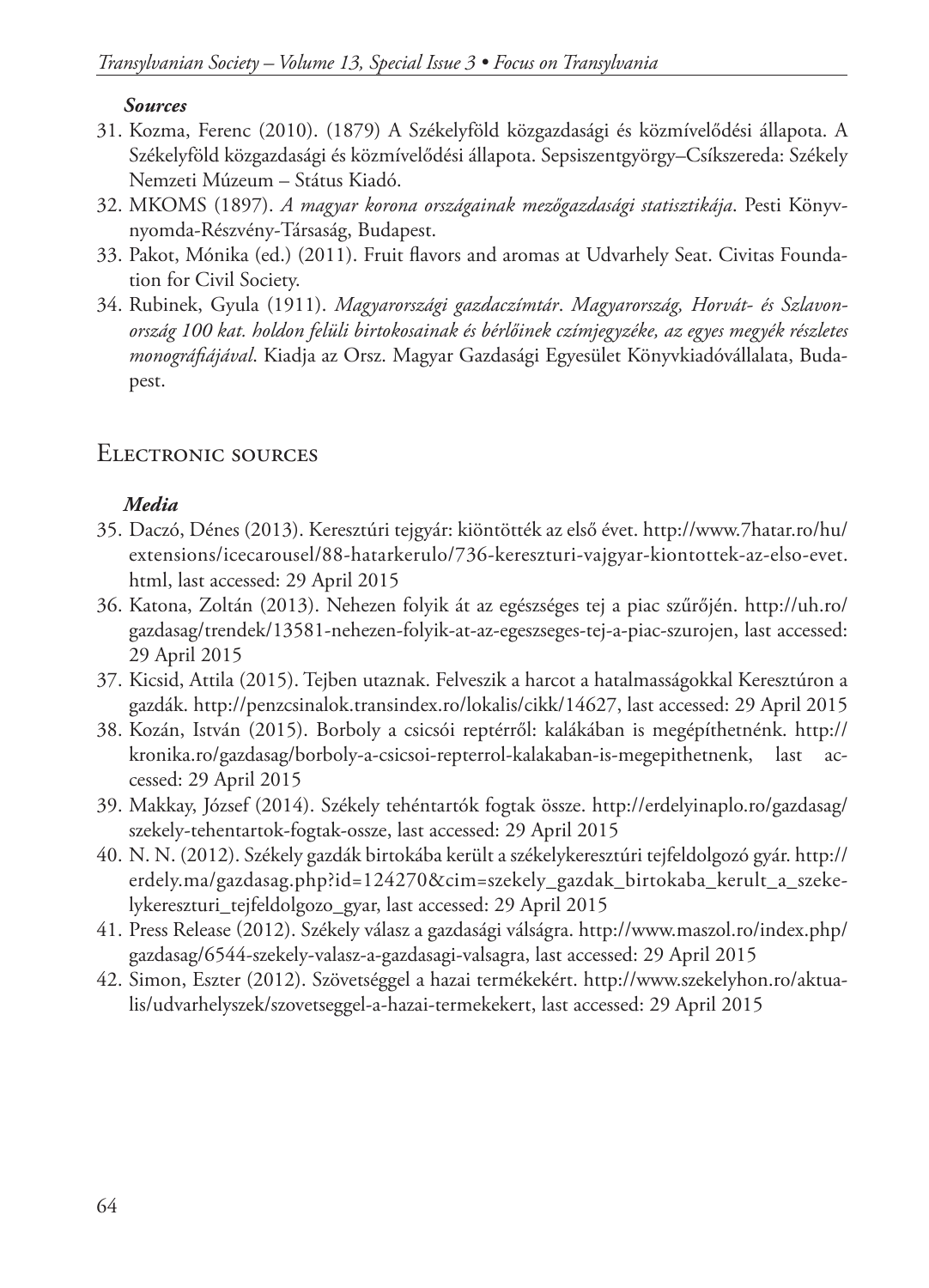***Sources***

31. Kozma, Ferenc (2010). (1879) A Székelyföld közgazdasági és közmívelődési állapota. A Székelyföld közgazdasági és közmívelődési állapota. Sepsiszentgyörgy–Csíkszereda: Székely Nemzeti Múzeum – Státus Kiadó.
32. MKOMS (1897). *A magyar korona országainak mezőgazdasági statisztikája*. Pesti Könyvnyomda-Részvény-Társaság, Budapest.
33. Pakot, Mónika (ed.) (2011). Fruit flavors and aromas at Udvarhely Seat. Civitas Foundation for Civil Society.
34. Rubinek, Gyula (1911). *Magyarországi gazdaczímtár. Magyarország, Horvát- és Szlavonország 100 kat. holdon felüli birtokosainak és bérlőinek czímjegyzéke, az egyes megyék részletes monográfiájával*. Kiadja az Orsz. Magyar Gazdasági Egyesület Könyvkiadóvállalata, Budapest.

## Electronic sources

***Media***

35. Daczó, Dénes (2013). Keresztúri tejgyár: kiöntötték az első évet. http://www.7hatar.ro/hu/extensions/icecarousel/88-hatarkerulo/736-kereszturi-vajgyar-kiontottek-az-elso-evet.html, last accessed: 29 April 2015
36. Katona, Zoltán (2013). Nehezen folyik át az egészséges tej a piac szűrőjén. http://uh.ro/gazdasag/trendek/13581-nehezen-folyik-at-az-egeszseges-tej-a-piac-szurojen, last accessed: 29 April 2015
37. Kicsid, Attila (2015). Tejben utaznak. Felveszik a harcot a hatalmasságokkal Keresztúron a gazdák. http://penzcsinalok.transindex.ro/lokalis/cikk/14627, last accessed: 29 April 2015
38. Kozán, István (2015). Borboly a csicsói reptérről: kalákában is megépíthetnénk. http://kronika.ro/gazdasag/borboly-a-csicsoi-repterrol-kalakaban-is-megepithetnenk, last accessed: 29 April 2015
39. Makkay, József (2014). Székely tehéntartók fogtak össze. http://erdelyinaplo.ro/gazdasag/szekely-tehentartok-fogtak-ossze, last accessed: 29 April 2015
40. N. N. (2012). Székely gazdák birtokába került a székelykeresztúri tejfeldolgozó gyár. http://erdely.ma/gazdasag.php?id=124270&cim=szekely_gazdak_birtokaba_kerult_a_szekelykereszturi_tejfeldolgozo_gyar, last accessed: 29 April 2015
41. Press Release (2012). Székely válasz a gazdasági válságra. http://www.maszol.ro/index.php/gazdasag/6544-szekely-valasz-a-gazdasagi-valsagra, last accessed: 29 April 2015
42. Simon, Eszter (2012). Szövetséggel a hazai termékekért. http://www.szekelyhon.ro/aktualis/udvarhelyszek/szovetseggel-a-hazai-termekekert, last accessed: 29 April 2015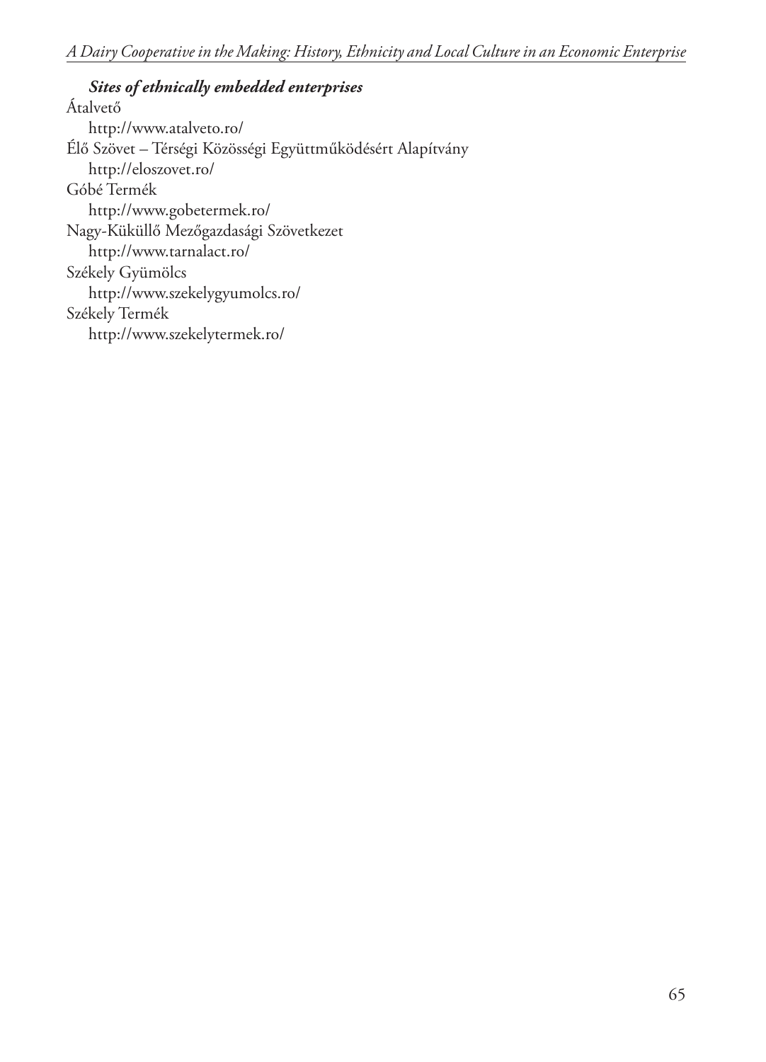***Sites of ethnically embedded enterprises***

Átalvető
  http://www.atalveto.ro/

Élő Szövet – Térségi Közösségi Együttműködésért Alapítvány
  http://eloszovet.ro/

Góbé Termék
  http://www.gobetermek.ro/

Nagy-Küküllő Mezőgazdasági Szövetkezet
  http://www.tarnalact.ro/

Székely Gyümölcs
  http://www.szekelygyumolcs.ro/

Székely Termék
  http://www.szekelytermek.ro/